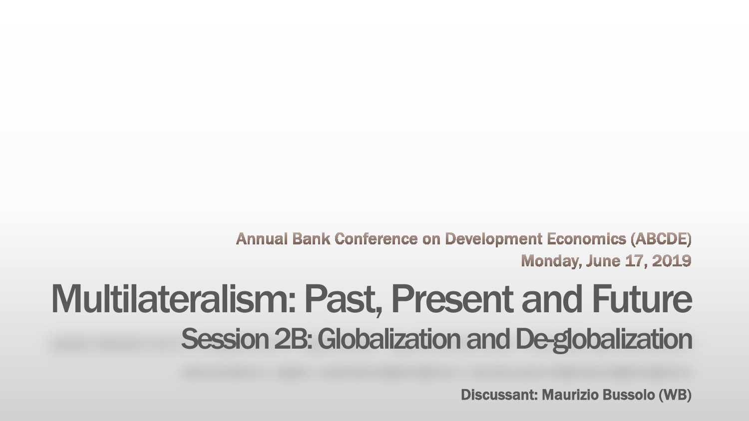Annual Bank Conference on Development Economics (ABCDE)

Monday, June 17, 2019

# Multilateralism: Past, Present and Future

## Session 2B: Globalization and De-globalization

**Discussant: Maurizio Bussolo (WB)**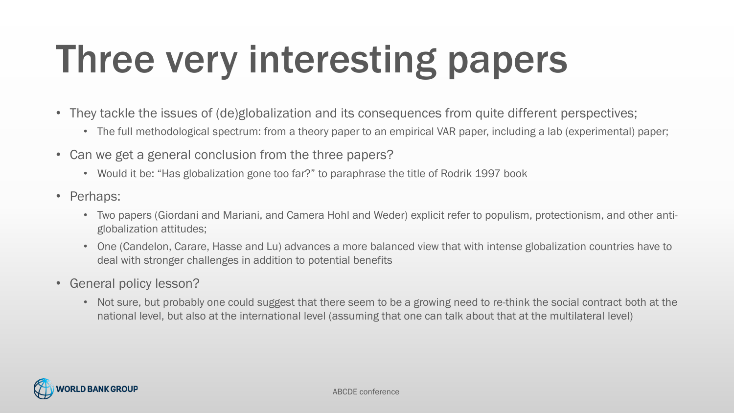# Three very interesting papers

- They tackle the issues of (de)globalization and its consequences from quite different perspectives;
  - The full methodological spectrum: from a theory paper to an empirical VAR paper, including a lab (experimental) paper;
- Can we get a general conclusion from the three papers?
  - Would it be: "Has globalization gone too far?" to paraphrase the title of Rodrik 1997 book
- Perhaps:
  - Two papers (Giordani and Mariani, and Camera Hohl and Weder) explicit refer to populism, protectionism, and other anti-globalization attitudes;
  - One (Candelon, Carare, Hasse and Lu) advances a more balanced view that with intense globalization countries have to deal with stronger challenges in addition to potential benefits
- General policy lesson?
  - Not sure, but probably one could suggest that there seem to be a growing need to re-think the social contract both at the national level, but also at the international level (assuming that one can talk about that at the multilateral level)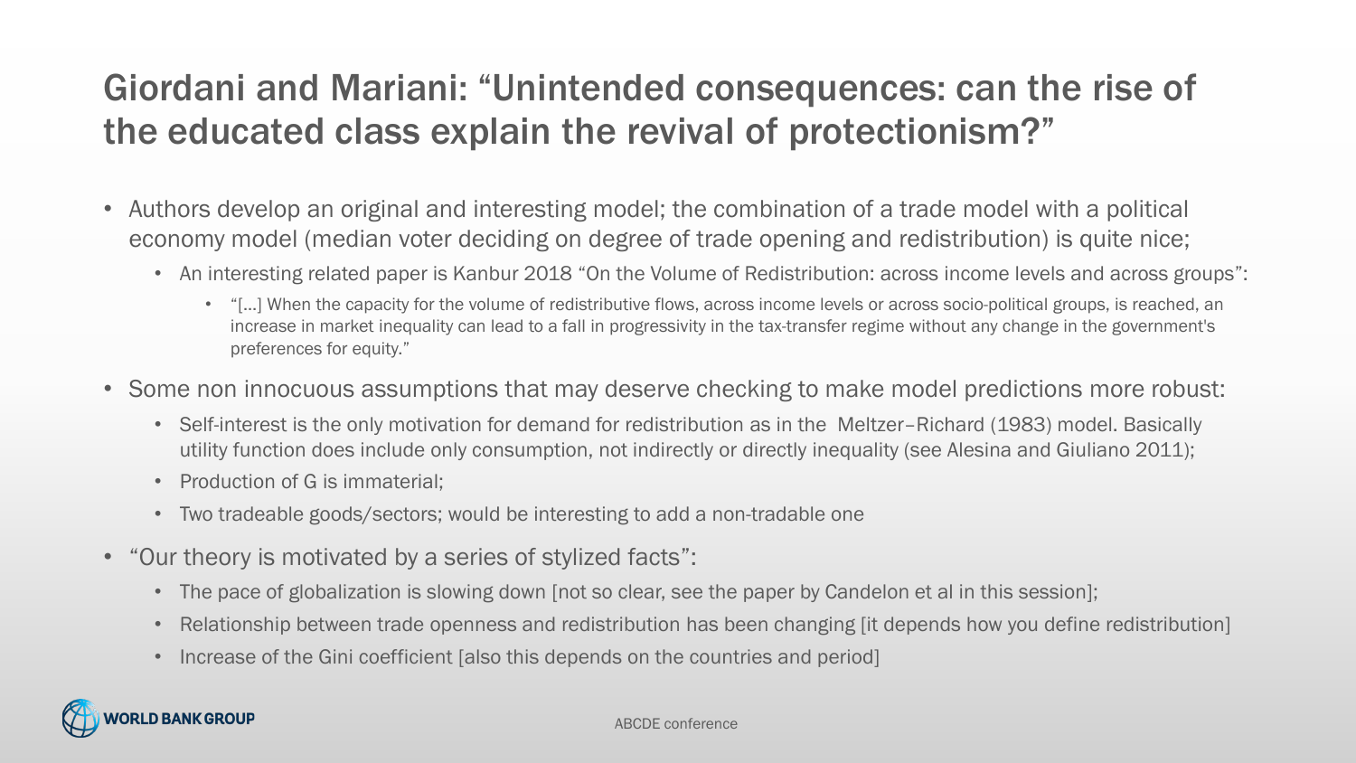# Giordani and Mariani: "Unintended consequences: can the rise of the educated class explain the revival of protectionism?"

- Authors develop an original and interesting model; the combination of a trade model with a political economy model (median voter deciding on degree of trade opening and redistribution) is quite nice;
  - An interesting related paper is Kanbur 2018 "On the Volume of Redistribution: across income levels and across groups":
    - "[…] When the capacity for the volume of redistributive flows, across income levels or across socio-political groups, is reached, an increase in market inequality can lead to a fall in progressivity in the tax-transfer regime without any change in the government's preferences for equity."
- Some non innocuous assumptions that may deserve checking to make model predictions more robust:
  - Self-interest is the only motivation for demand for redistribution as in the Meltzer–Richard (1983) model. Basically utility function does include only consumption, not indirectly or directly inequality (see Alesina and Giuliano 2011);
  - Production of G is immaterial;
  - Two tradeable goods/sectors; would be interesting to add a non-tradable one
- "Our theory is motivated by a series of stylized facts":
  - The pace of globalization is slowing down [not so clear, see the paper by Candelon et al in this session];
  - Relationship between trade openness and redistribution has been changing [it depends how you define redistribution]
  - Increase of the Gini coefficient [also this depends on the countries and period]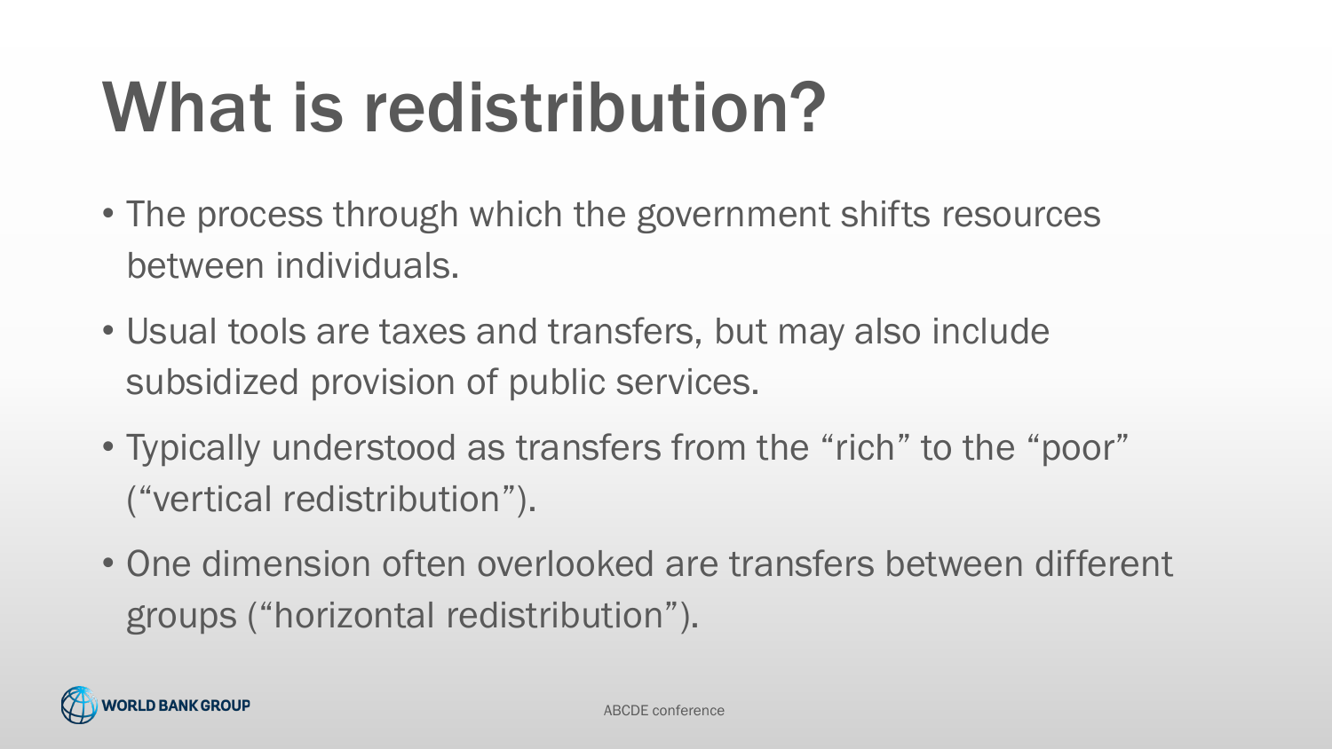# What is redistribution?

- The process through which the government shifts resources between individuals.
- Usual tools are taxes and transfers, but may also include subsidized provision of public services.
- Typically understood as transfers from the “rich” to the “poor” (“vertical redistribution”).
- One dimension often overlooked are transfers between different groups (“horizontal redistribution”).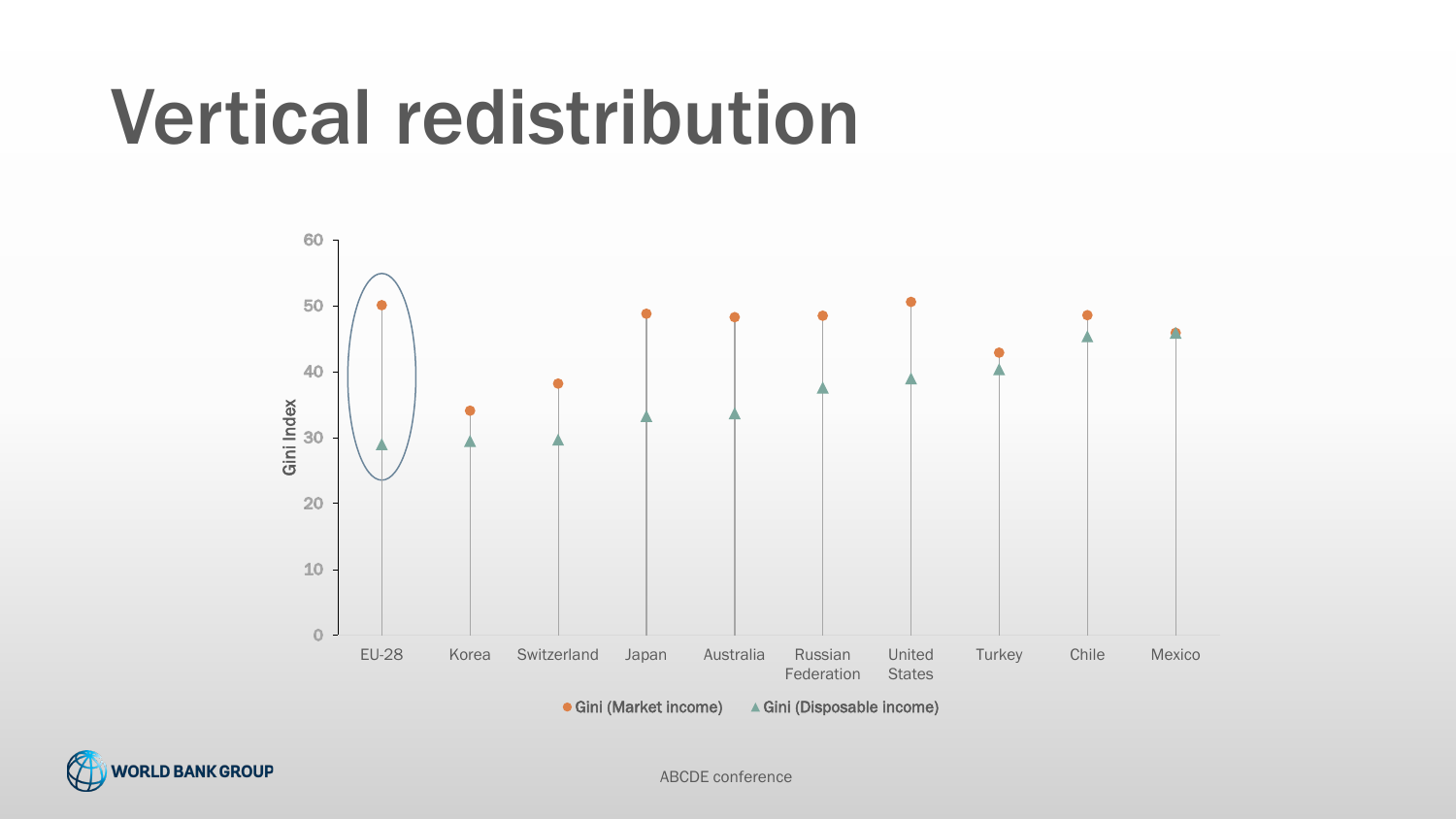# Vertical redistribution

Gini Index

EU-28, Korea, Switzerland, Japan, Australia, Russian Federation, United States, Turkey, Chile, Mexico

● Gini (Market income) ▲ Gini (Disposable income)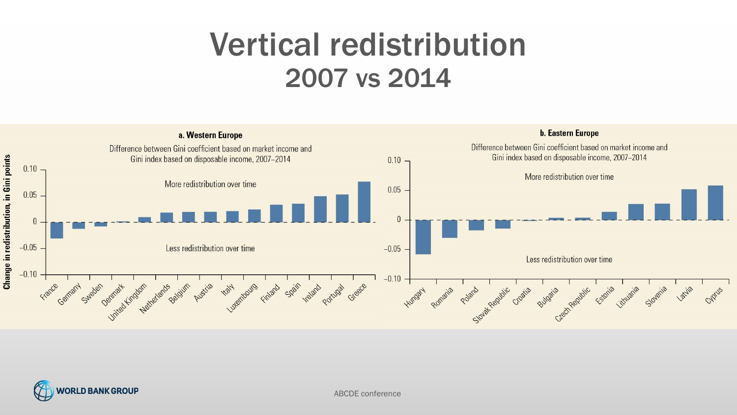# Vertical redistribution
## 2007 vs 2014

**a. Western Europe**

Difference between Gini coefficient based on market income and Gini index based on disposable income, 2007–2014

Change in redistribution, in Gini points

0.10
0.05
0
−0.05
−0.10

More redistribution over time

Less redistribution over time

France, Germany, Sweden, Denmark, United Kingdom, Netherlands, Belgium, Austria, Italy, Luxembourg, Finland, Spain, Ireland, Portugal, Greece

**b. Eastern Europe**

Difference between Gini coefficient based on market income and Gini index based on disposable income, 2007–2014

0.10
0.05
0
−0.05
−0.10

More redistribution over time

Less redistribution over time

Hungary, Romania, Poland, Slovak Republic, Croatia, Bulgaria, Czech Republic, Estonia, Lithuania, Slovenia, Latvia, Cyprus

WORLD BANK GROUP

ABCDE conference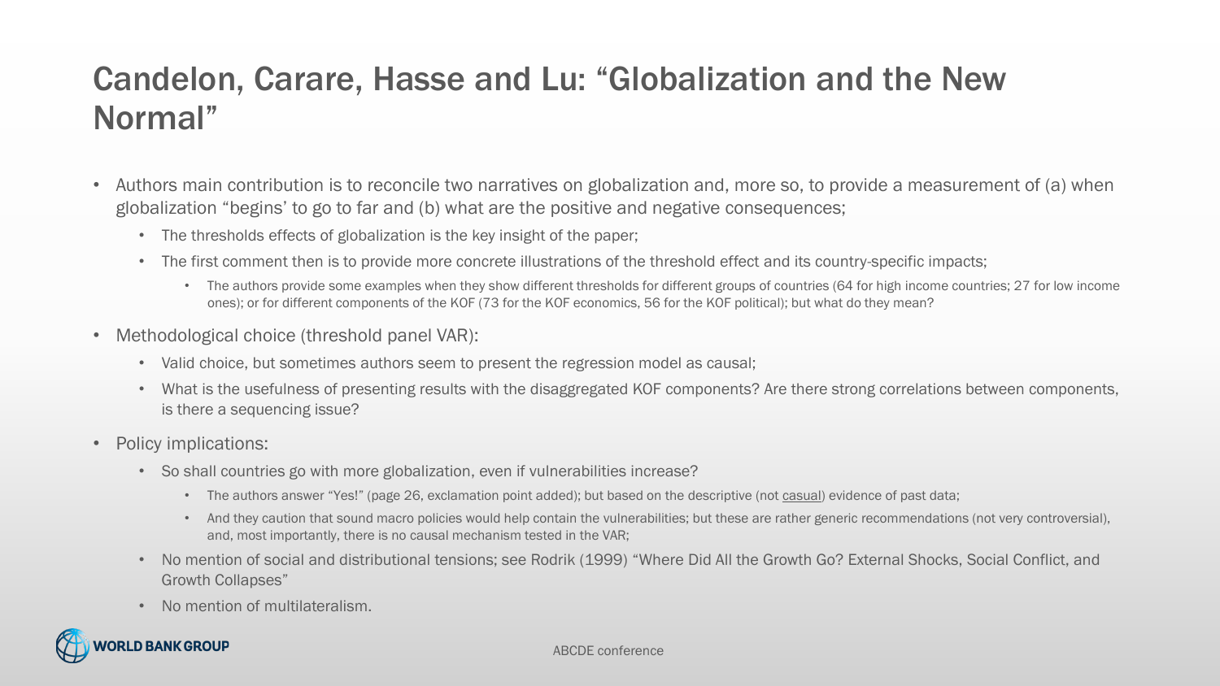# Candelon, Carare, Hasse and Lu: "Globalization and the New Normal"

- Authors main contribution is to reconcile two narratives on globalization and, more so, to provide a measurement of (a) when globalization "begins' to go to far and (b) what are the positive and negative consequences;
  - The thresholds effects of globalization is the key insight of the paper;
  - The first comment then is to provide more concrete illustrations of the threshold effect and its country-specific impacts;
    - The authors provide some examples when they show different thresholds for different groups of countries (64 for high income countries; 27 for low income ones); or for different components of the KOF (73 for the KOF economics, 56 for the KOF political); but what do they mean?
- Methodological choice (threshold panel VAR):
  - Valid choice, but sometimes authors seem to present the regression model as causal;
  - What is the usefulness of presenting results with the disaggregated KOF components? Are there strong correlations between components, is there a sequencing issue?
- Policy implications:
  - So shall countries go with more globalization, even if vulnerabilities increase?
    - The authors answer "Yes!" (page 26, exclamation point added); but based on the descriptive (not <u>casual</u>) evidence of past data;
    - And they caution that sound macro policies would help contain the vulnerabilities; but these are rather generic recommendations (not very controversial), and, most importantly, there is no causal mechanism tested in the VAR;
  - No mention of social and distributional tensions; see Rodrik (1999) "Where Did All the Growth Go? External Shocks, Social Conflict, and Growth Collapses"
  - No mention of multilateralism.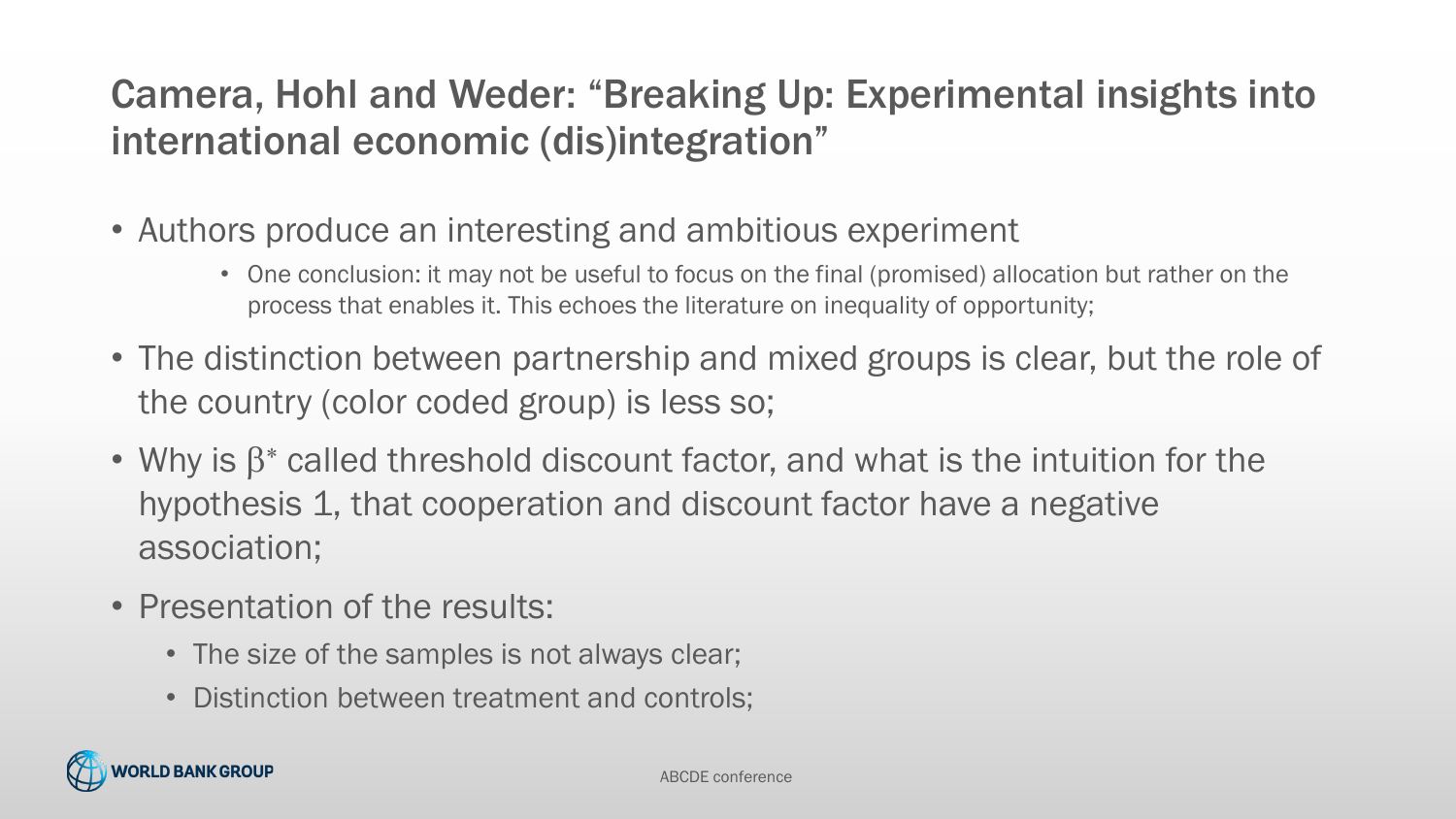## Camera, Hohl and Weder: “Breaking Up: Experimental insights into international economic (dis)integration”

- Authors produce an interesting and ambitious experiment
  - One conclusion: it may not be useful to focus on the final (promised) allocation but rather on the process that enables it. This echoes the literature on inequality of opportunity;
- The distinction between partnership and mixed groups is clear, but the role of the country (color coded group) is less so;
- Why is $\beta^*$ called threshold discount factor, and what is the intuition for the hypothesis 1, that cooperation and discount factor have a negative association;
- Presentation of the results:
  - The size of the samples is not always clear;
  - Distinction between treatment and controls;